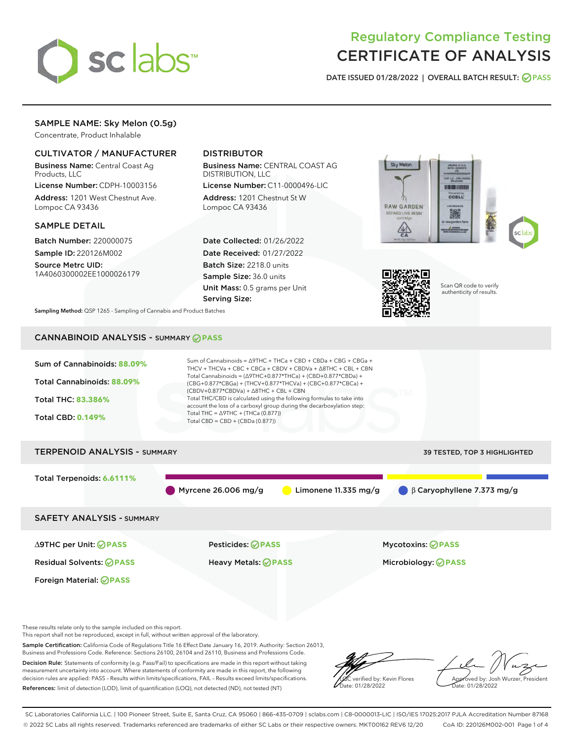# Regulatory Compliance Testing
# CERTIFICATE OF ANALYSIS

DATE ISSUED 01/28/2022 | OVERALL BATCH RESULT: PASS

## SAMPLE NAME: Sky Melon (0.5g)

Concentrate, Product Inhalable

### CULTIVATOR / MANUFACTURER

**Business Name:** Central Coast Ag Products, LLC

**License Number:** CDPH-10003156

**Address:** 1201 West Chestnut Ave. Lompoc CA 93436

### DISTRIBUTOR

**Business Name:** CENTRAL COAST AG DISTRIBUTION, LLC

**License Number:** C11-0000496-LIC

**Address:** 1201 Chestnut St W Lompoc CA 93436

### SAMPLE DETAIL

**Batch Number:** 220000075

**Sample ID:** 220126M002

**Source Metrc UID:** 1A4060300002EE1000026179

**Date Collected:** 01/26/2022

**Date Received:** 01/27/2022

**Batch Size:** 2218.0 units

**Sample Size:** 36.0 units

**Unit Mass:** 0.5 grams per Unit

**Serving Size:**

**Sampling Method:** QSP 1265 - Sampling of Cannabis and Product Batches

Scan QR code to verify authenticity of results.

## CANNABINOID ANALYSIS - SUMMARY PASS

**Sum of Cannabinoids:** 88.09%

**Total Cannabinoids:** 88.09%

**Total THC:** 83.386%

**Total CBD:** 0.149%

Sum of Cannabinoids = Δ9THC + THCa + CBD + CBDa + CBG + CBGa + THCV + THCVa + CBC + CBCa + CBDV + CBDVa + Δ8THC + CBL + CBN

Total Cannabinoids = (Δ9THC+0.877*THCa) + (CBD+0.877*CBDa) + (CBG+0.877*CBGa) + (THCV+0.877*THCVa) + (CBC+0.877*CBCa) + (CBDV+0.877*CBDVa) + Δ8THC + CBL + CBN

Total THC/CBD is calculated using the following formulas to take into account the loss of a carboxyl group during the decarboxylation step:

Total THC = Δ9THC + (THCa (0.877))

Total CBD = CBD + (CBDa (0.877))

## TERPENOID ANALYSIS - SUMMARY

39 TESTED, TOP 3 HIGHLIGHTED

**Total Terpenoids:** 6.6111%

Myrcene 26.006 mg/g | Limonene 11.335 mg/g | β Caryophyllene 7.373 mg/g

## SAFETY ANALYSIS - SUMMARY

| | | |
|---|---|---|
| Δ9THC per Unit: PASS | Pesticides: PASS | Mycotoxins: PASS |
| Residual Solvents: PASS | Heavy Metals: PASS | Microbiology: PASS |
| Foreign Material: PASS | | |

These results relate only to the sample included on this report.

This report shall not be reproduced, except in full, without written approval of the laboratory.

**Sample Certification:** California Code of Regulations Title 16 Effect Date January 16, 2019. Authority: Section 26013, Business and Professions Code. Reference: Sections 26100, 26104 and 26110, Business and Professions Code.

**Decision Rule:** Statements of conformity (e.g. Pass/Fail) to specifications are made in this report without taking measurement uncertainty into account. Where statements of conformity are made in this report, the following decision rules are applied: PASS – Results within limits/specifications, FAIL – Results exceed limits/specifications.

**References:** limit of detection (LOD), limit of quantification (LOQ), not detected (ND), not tested (NT)

LQC verified by: Kevin Flores
Date: 01/28/2022

Approved by: Josh Wurzer, President
Date: 01/28/2022

SC Laboratories California LLC. | 100 Pioneer Street, Suite E, Santa Cruz, CA 95060 | 866-435-0709 | sclabs.com | C8-0000013-LIC | ISO/IES 17025:2017 PJLA Accreditation Number 87168

© 2022 SC Labs all rights reserved. Trademarks referenced are trademarks of either SC Labs or their respective owners. MKT00162 REV6 12/20 CoA ID: 220126M002-001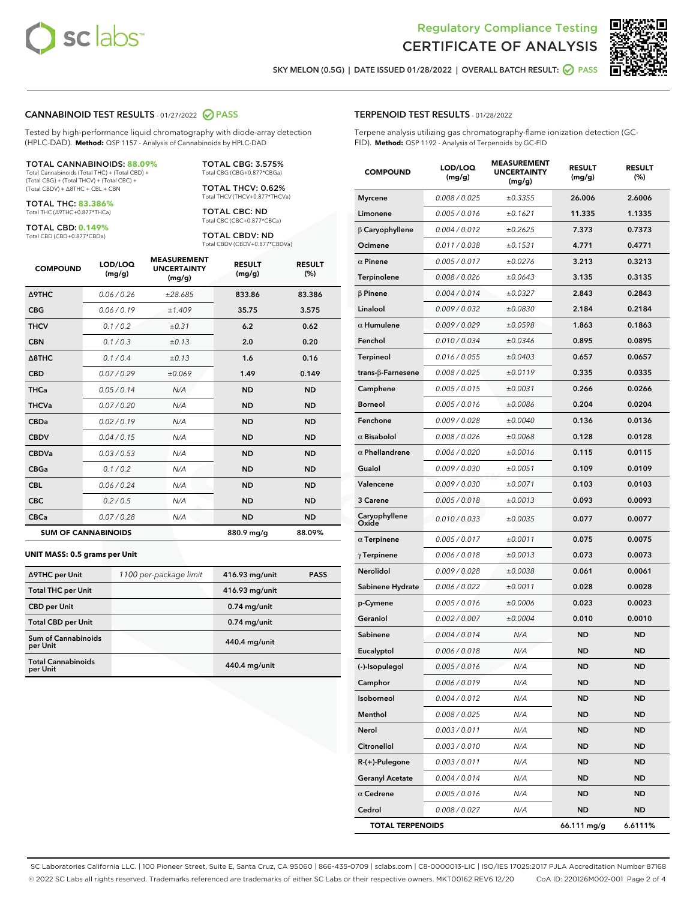# Regulatory Compliance Testing
# CERTIFICATE OF ANALYSIS

SKY MELON (0.5G) | DATE ISSUED 01/28/2022 | OVERALL BATCH RESULT: PASS

## CANNABINOID TEST RESULTS - 01/27/2022 PASS

Tested by high-performance liquid chromatography with diode-array detection (HPLC-DAD). **Method:** QSP 1157 - Analysis of Cannabinoids by HPLC-DAD

**TOTAL CANNABINOIDS: 88.09%**
Total Cannabinoids (Total THC) + (Total CBD) + (Total CBG) + (Total THCV) + (Total CBC) + (Total CBDV) + Δ8THC + CBL + CBN

**TOTAL THC: 83.386%**
Total THC (Δ9THC+0.877*THCa)

**TOTAL CBD: 0.149%**
Total CBD (CBD+0.877*CBDa)

**TOTAL CBG: 3.575%**
Total CBG (CBG+0.877*CBGa)

**TOTAL THCV: 0.62%**
Total THCV (THCV+0.877*THCVa)

**TOTAL CBC: ND**
Total CBC (CBC+0.877*CBCa)

**TOTAL CBDV: ND**
Total CBDV (CBDV+0.877*CBDVa)

| COMPOUND | LOD/LOQ (mg/g) | MEASUREMENT UNCERTAINTY (mg/g) | RESULT (mg/g) | RESULT (%) |
|---|---|---|---|---|
| Δ9THC | 0.06 / 0.26 | ±28.685 | 833.86 | 83.386 |
| CBG | 0.06 / 0.19 | ±1.409 | 35.75 | 3.575 |
| THCV | 0.1 / 0.2 | ±0.31 | 6.2 | 0.62 |
| CBN | 0.1 / 0.3 | ±0.13 | 2.0 | 0.20 |
| Δ8THC | 0.1 / 0.4 | ±0.13 | 1.6 | 0.16 |
| CBD | 0.07 / 0.29 | ±0.069 | 1.49 | 0.149 |
| THCa | 0.05 / 0.14 | N/A | ND | ND |
| THCVa | 0.07 / 0.20 | N/A | ND | ND |
| CBDa | 0.02 / 0.19 | N/A | ND | ND |
| CBDV | 0.04 / 0.15 | N/A | ND | ND |
| CBDVa | 0.03 / 0.53 | N/A | ND | ND |
| CBGa | 0.1 / 0.2 | N/A | ND | ND |
| CBL | 0.06 / 0.24 | N/A | ND | ND |
| CBC | 0.2 / 0.5 | N/A | ND | ND |
| CBCa | 0.07 / 0.28 | N/A | ND | ND |
| **SUM OF CANNABINOIDS** | | | 880.9 mg/g | 88.09% |

### UNIT MASS: 0.5 grams per Unit

| | | | |
|---|---|---|---|
| Δ9THC per Unit | 1100 per-package limit | 416.93 mg/unit | PASS |
| Total THC per Unit | | 416.93 mg/unit | |
| CBD per Unit | | 0.74 mg/unit | |
| Total CBD per Unit | | 0.74 mg/unit | |
| Sum of Cannabinoids per Unit | | 440.4 mg/unit | |
| Total Cannabinoids per Unit | | 440.4 mg/unit | |

## TERPENOID TEST RESULTS - 01/28/2022

Terpene analysis utilizing gas chromatography-flame ionization detection (GC-FID). **Method:** QSP 1192 - Analysis of Terpenoids by GC-FID

| COMPOUND | LOD/LOQ (mg/g) | MEASUREMENT UNCERTAINTY (mg/g) | RESULT (mg/g) | RESULT (%) |
|---|---|---|---|---|
| Myrcene | 0.008 / 0.025 | ±0.3355 | 26.006 | 2.6006 |
| Limonene | 0.005 / 0.016 | ±0.1621 | 11.335 | 1.1335 |
| β Caryophyllene | 0.004 / 0.012 | ±0.2625 | 7.373 | 0.7373 |
| Ocimene | 0.011 / 0.038 | ±0.1531 | 4.771 | 0.4771 |
| α Pinene | 0.005 / 0.017 | ±0.0276 | 3.213 | 0.3213 |
| Terpinolene | 0.008 / 0.026 | ±0.0643 | 3.135 | 0.3135 |
| β Pinene | 0.004 / 0.014 | ±0.0327 | 2.843 | 0.2843 |
| Linalool | 0.009 / 0.032 | ±0.0830 | 2.184 | 0.2184 |
| α Humulene | 0.009 / 0.029 | ±0.0598 | 1.863 | 0.1863 |
| Fenchol | 0.010 / 0.034 | ±0.0346 | 0.895 | 0.0895 |
| Terpineol | 0.016 / 0.055 | ±0.0403 | 0.657 | 0.0657 |
| trans-β-Farnesene | 0.008 / 0.025 | ±0.0119 | 0.335 | 0.0335 |
| Camphene | 0.005 / 0.015 | ±0.0031 | 0.266 | 0.0266 |
| Borneol | 0.005 / 0.016 | ±0.0086 | 0.204 | 0.0204 |
| Fenchone | 0.009 / 0.028 | ±0.0040 | 0.136 | 0.0136 |
| α Bisabolol | 0.008 / 0.026 | ±0.0068 | 0.128 | 0.0128 |
| α Phellandrene | 0.006 / 0.020 | ±0.0016 | 0.115 | 0.0115 |
| Guaiol | 0.009 / 0.030 | ±0.0051 | 0.109 | 0.0109 |
| Valencene | 0.009 / 0.030 | ±0.0071 | 0.103 | 0.0103 |
| 3 Carene | 0.005 / 0.018 | ±0.0013 | 0.093 | 0.0093 |
| Caryophyllene Oxide | 0.010 / 0.033 | ±0.0035 | 0.077 | 0.0077 |
| α Terpinene | 0.005 / 0.017 | ±0.0011 | 0.075 | 0.0075 |
| γ Terpinene | 0.006 / 0.018 | ±0.0013 | 0.073 | 0.0073 |
| Nerolidol | 0.009 / 0.028 | ±0.0038 | 0.061 | 0.0061 |
| Sabinene Hydrate | 0.006 / 0.022 | ±0.0011 | 0.028 | 0.0028 |
| p-Cymene | 0.005 / 0.016 | ±0.0006 | 0.023 | 0.0023 |
| Geraniol | 0.002 / 0.007 | ±0.0004 | 0.010 | 0.0010 |
| Sabinene | 0.004 / 0.014 | N/A | ND | ND |
| Eucalyptol | 0.006 / 0.018 | N/A | ND | ND |
| (-)-Isopulegol | 0.005 / 0.016 | N/A | ND | ND |
| Camphor | 0.006 / 0.019 | N/A | ND | ND |
| Isoborneol | 0.004 / 0.012 | N/A | ND | ND |
| Menthol | 0.008 / 0.025 | N/A | ND | ND |
| Nerol | 0.003 / 0.011 | N/A | ND | ND |
| Citronellol | 0.003 / 0.010 | N/A | ND | ND |
| R-(+)-Pulegone | 0.003 / 0.011 | N/A | ND | ND |
| Geranyl Acetate | 0.004 / 0.014 | N/A | ND | ND |
| α Cedrene | 0.005 / 0.016 | N/A | ND | ND |
| Cedrol | 0.008 / 0.027 | N/A | ND | ND |
| **TOTAL TERPENOIDS** | | | 66.111 mg/g | 6.6111% |

SC Laboratories California LLC. | 100 Pioneer Street, Suite E, Santa Cruz, CA 95060 | 866-435-0709 | sclabs.com | C8-0000013-LIC | ISO/IES 17025:2017 PJLA Accreditation Number 87168
© 2022 SC Labs all rights reserved. Trademarks referenced are trademarks of either SC Labs or their respective owners. MKT00162 REV6 12/20 CoA ID: 220126M002-001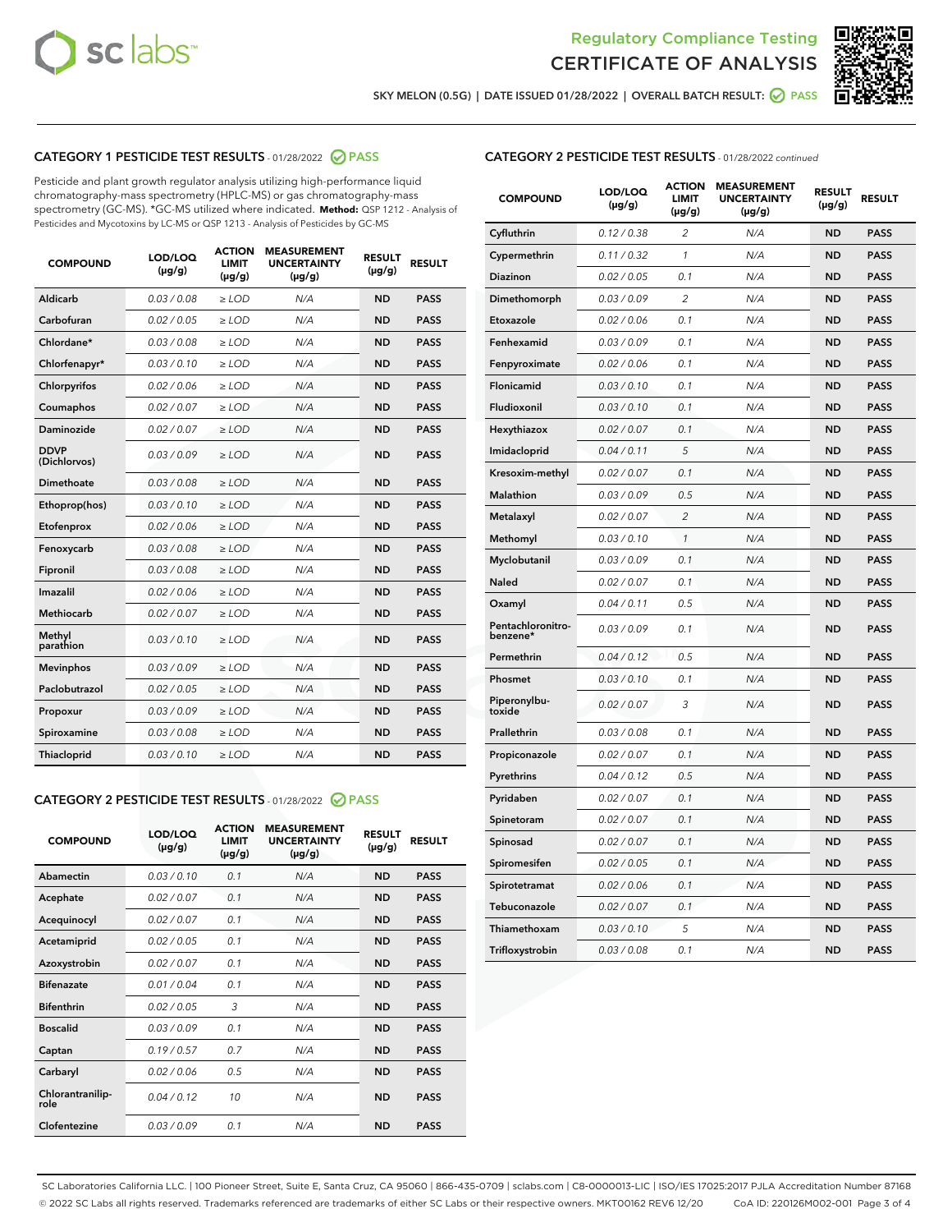# Regulatory Compliance Testing
# CERTIFICATE OF ANALYSIS

SKY MELON (0.5G) | DATE ISSUED 01/28/2022 | OVERALL BATCH RESULT: PASS

## CATEGORY 1 PESTICIDE TEST RESULTS - 01/28/2022 PASS

Pesticide and plant growth regulator analysis utilizing high-performance liquid chromatography-mass spectrometry (HPLC-MS) or gas chromatography-mass spectrometry (GC-MS). *GC-MS utilized where indicated. **Method:** QSP 1212 - Analysis of Pesticides and Mycotoxins by LC-MS or QSP 1213 - Analysis of Pesticides by GC-MS

| COMPOUND | LOD/LOQ (µg/g) | ACTION LIMIT (µg/g) | MEASUREMENT UNCERTAINTY (µg/g) | RESULT (µg/g) | RESULT |
|---|---|---|---|---|---|
| Aldicarb | 0.03 / 0.08 | ≥ LOD | N/A | ND | PASS |
| Carbofuran | 0.02 / 0.05 | ≥ LOD | N/A | ND | PASS |
| Chlordane* | 0.03 / 0.08 | ≥ LOD | N/A | ND | PASS |
| Chlorfenapyr* | 0.03 / 0.10 | ≥ LOD | N/A | ND | PASS |
| Chlorpyrifos | 0.02 / 0.06 | ≥ LOD | N/A | ND | PASS |
| Coumaphos | 0.02 / 0.07 | ≥ LOD | N/A | ND | PASS |
| Daminozide | 0.02 / 0.07 | ≥ LOD | N/A | ND | PASS |
| DDVP (Dichlorvos) | 0.03 / 0.09 | ≥ LOD | N/A | ND | PASS |
| Dimethoate | 0.03 / 0.08 | ≥ LOD | N/A | ND | PASS |
| Ethoprop(hos) | 0.03 / 0.10 | ≥ LOD | N/A | ND | PASS |
| Etofenprox | 0.02 / 0.06 | ≥ LOD | N/A | ND | PASS |
| Fenoxycarb | 0.03 / 0.08 | ≥ LOD | N/A | ND | PASS |
| Fipronil | 0.03 / 0.08 | ≥ LOD | N/A | ND | PASS |
| Imazalil | 0.02 / 0.06 | ≥ LOD | N/A | ND | PASS |
| Methiocarb | 0.02 / 0.07 | ≥ LOD | N/A | ND | PASS |
| Methyl parathion | 0.03 / 0.10 | ≥ LOD | N/A | ND | PASS |
| Mevinphos | 0.03 / 0.09 | ≥ LOD | N/A | ND | PASS |
| Paclobutrazol | 0.02 / 0.05 | ≥ LOD | N/A | ND | PASS |
| Propoxur | 0.03 / 0.09 | ≥ LOD | N/A | ND | PASS |
| Spiroxamine | 0.03 / 0.08 | ≥ LOD | N/A | ND | PASS |
| Thiacloprid | 0.03 / 0.10 | ≥ LOD | N/A | ND | PASS |

## CATEGORY 2 PESTICIDE TEST RESULTS - 01/28/2022 PASS

| COMPOUND | LOD/LOQ (µg/g) | ACTION LIMIT (µg/g) | MEASUREMENT UNCERTAINTY (µg/g) | RESULT (µg/g) | RESULT |
|---|---|---|---|---|---|
| Abamectin | 0.03 / 0.10 | 0.1 | N/A | ND | PASS |
| Acephate | 0.02 / 0.07 | 0.1 | N/A | ND | PASS |
| Acequinocyl | 0.02 / 0.07 | 0.1 | N/A | ND | PASS |
| Acetamiprid | 0.02 / 0.05 | 0.1 | N/A | ND | PASS |
| Azoxystrobin | 0.02 / 0.07 | 0.1 | N/A | ND | PASS |
| Bifenazate | 0.01 / 0.04 | 0.1 | N/A | ND | PASS |
| Bifenthrin | 0.02 / 0.05 | 3 | N/A | ND | PASS |
| Boscalid | 0.03 / 0.09 | 0.1 | N/A | ND | PASS |
| Captan | 0.19 / 0.57 | 0.7 | N/A | ND | PASS |
| Carbaryl | 0.02 / 0.06 | 0.5 | N/A | ND | PASS |
| Chlorantraniliprole | 0.04 / 0.12 | 10 | N/A | ND | PASS |
| Clofentezine | 0.03 / 0.09 | 0.1 | N/A | ND | PASS |
| Cyfluthrin | 0.12 / 0.38 | 2 | N/A | ND | PASS |
| Cypermethrin | 0.11 / 0.32 | 1 | N/A | ND | PASS |
| Diazinon | 0.02 / 0.05 | 0.1 | N/A | ND | PASS |
| Dimethomorph | 0.03 / 0.09 | 2 | N/A | ND | PASS |
| Etoxazole | 0.02 / 0.06 | 0.1 | N/A | ND | PASS |
| Fenhexamid | 0.03 / 0.09 | 0.1 | N/A | ND | PASS |
| Fenpyroximate | 0.02 / 0.06 | 0.1 | N/A | ND | PASS |
| Flonicamid | 0.03 / 0.10 | 0.1 | N/A | ND | PASS |
| Fludioxonil | 0.03 / 0.10 | 0.1 | N/A | ND | PASS |
| Hexythiazox | 0.02 / 0.07 | 0.1 | N/A | ND | PASS |
| Imidacloprid | 0.04 / 0.11 | 5 | N/A | ND | PASS |
| Kresoxim-methyl | 0.02 / 0.07 | 0.1 | N/A | ND | PASS |
| Malathion | 0.03 / 0.09 | 0.5 | N/A | ND | PASS |
| Metalaxyl | 0.02 / 0.07 | 2 | N/A | ND | PASS |
| Methomyl | 0.03 / 0.10 | 1 | N/A | ND | PASS |
| Myclobutanil | 0.03 / 0.09 | 0.1 | N/A | ND | PASS |
| Naled | 0.02 / 0.07 | 0.1 | N/A | ND | PASS |
| Oxamyl | 0.04 / 0.11 | 0.5 | N/A | ND | PASS |
| Pentachloronitrobenzene* | 0.03 / 0.09 | 0.1 | N/A | ND | PASS |
| Permethrin | 0.04 / 0.12 | 0.5 | N/A | ND | PASS |
| Phosmet | 0.03 / 0.10 | 0.1 | N/A | ND | PASS |
| Piperonylbutoxide | 0.02 / 0.07 | 3 | N/A | ND | PASS |
| Prallethrin | 0.03 / 0.08 | 0.1 | N/A | ND | PASS |
| Propiconazole | 0.02 / 0.07 | 0.1 | N/A | ND | PASS |
| Pyrethrins | 0.04 / 0.12 | 0.5 | N/A | ND | PASS |
| Pyridaben | 0.02 / 0.07 | 0.1 | N/A | ND | PASS |
| Spinetoram | 0.02 / 0.07 | 0.1 | N/A | ND | PASS |
| Spinosad | 0.02 / 0.07 | 0.1 | N/A | ND | PASS |
| Spiromesifen | 0.02 / 0.05 | 0.1 | N/A | ND | PASS |
| Spirotetramat | 0.02 / 0.06 | 0.1 | N/A | ND | PASS |
| Tebuconazole | 0.02 / 0.07 | 0.1 | N/A | ND | PASS |
| Thiamethoxam | 0.03 / 0.10 | 5 | N/A | ND | PASS |
| Trifloxystrobin | 0.03 / 0.08 | 0.1 | N/A | ND | PASS |

SC Laboratories California LLC. | 100 Pioneer Street, Suite E, Santa Cruz, CA 95060 | 866-435-0709 | sclabs.com | C8-0000013-LIC | ISO/IES 17025:2017 PJLA Accreditation Number 87168
© 2022 SC Labs all rights reserved. Trademarks referenced are trademarks of either SC Labs or their respective owners. MKT00162 REV6 12/20 CoA ID: 220126M002-001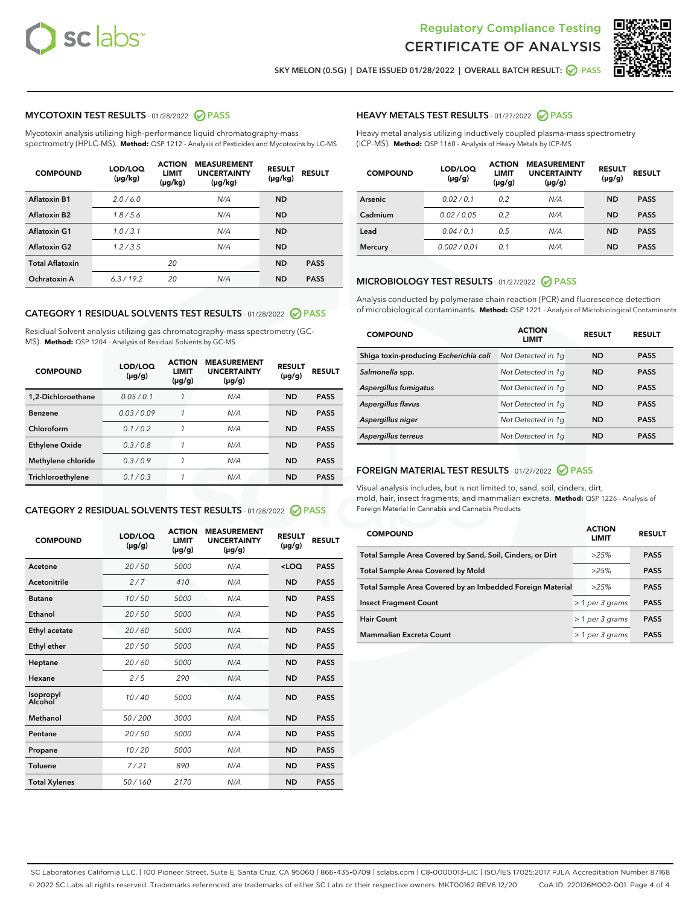Regulatory Compliance Testing

# CERTIFICATE OF ANALYSIS

SKY MELON (0.5G) | DATE ISSUED 01/28/2022 | OVERALL BATCH RESULT: PASS

## MYCOTOXIN TEST RESULTS - 01/28/2022 PASS

Mycotoxin analysis utilizing high-performance liquid chromatography-mass spectrometry (HPLC-MS). **Method:** QSP 1212 - Analysis of Pesticides and Mycotoxins by LC-MS

| COMPOUND | LOD/LOQ (µg/kg) | ACTION LIMIT (µg/kg) | MEASUREMENT UNCERTAINTY (µg/kg) | RESULT (µg/kg) | RESULT |
|---|---|---|---|---|---|
| Aflatoxin B1 | 2.0 / 6.0 | | N/A | ND | |
| Aflatoxin B2 | 1.8 / 5.6 | | N/A | ND | |
| Aflatoxin G1 | 1.0 / 3.1 | | N/A | ND | |
| Aflatoxin G2 | 1.2 / 3.5 | | N/A | ND | |
| Total Aflatoxin | | 20 | | ND | PASS |
| Ochratoxin A | 6.3 / 19.2 | 20 | N/A | ND | PASS |

## CATEGORY 1 RESIDUAL SOLVENTS TEST RESULTS - 01/28/2022 PASS

Residual Solvent analysis utilizing gas chromatography-mass spectrometry (GC-MS). **Method:** QSP 1204 - Analysis of Residual Solvents by GC-MS

| COMPOUND | LOD/LOQ (µg/g) | ACTION LIMIT (µg/g) | MEASUREMENT UNCERTAINTY (µg/g) | RESULT (µg/g) | RESULT |
|---|---|---|---|---|---|
| 1,2-Dichloroethane | 0.05 / 0.1 | 1 | N/A | ND | PASS |
| Benzene | 0.03 / 0.09 | 1 | N/A | ND | PASS |
| Chloroform | 0.1 / 0.2 | 1 | N/A | ND | PASS |
| Ethylene Oxide | 0.3 / 0.8 | 1 | N/A | ND | PASS |
| Methylene chloride | 0.3 / 0.9 | 1 | N/A | ND | PASS |
| Trichloroethylene | 0.1 / 0.3 | 1 | N/A | ND | PASS |

## CATEGORY 2 RESIDUAL SOLVENTS TEST RESULTS - 01/28/2022 PASS

| COMPOUND | LOD/LOQ (µg/g) | ACTION LIMIT (µg/g) | MEASUREMENT UNCERTAINTY (µg/g) | RESULT (µg/g) | RESULT |
|---|---|---|---|---|---|
| Acetone | 20 / 50 | 5000 | N/A | <LOQ | PASS |
| Acetonitrile | 2 / 7 | 410 | N/A | ND | PASS |
| Butane | 10 / 50 | 5000 | N/A | ND | PASS |
| Ethanol | 20 / 50 | 5000 | N/A | ND | PASS |
| Ethyl acetate | 20 / 60 | 5000 | N/A | ND | PASS |
| Ethyl ether | 20 / 50 | 5000 | N/A | ND | PASS |
| Heptane | 20 / 60 | 5000 | N/A | ND | PASS |
| Hexane | 2 / 5 | 290 | N/A | ND | PASS |
| Isopropyl Alcohol | 10 / 40 | 5000 | N/A | ND | PASS |
| Methanol | 50 / 200 | 3000 | N/A | ND | PASS |
| Pentane | 20 / 50 | 5000 | N/A | ND | PASS |
| Propane | 10 / 20 | 5000 | N/A | ND | PASS |
| Toluene | 7 / 21 | 890 | N/A | ND | PASS |
| Total Xylenes | 50 / 160 | 2170 | N/A | ND | PASS |

## HEAVY METALS TEST RESULTS - 01/27/2022 PASS

Heavy metal analysis utilizing inductively coupled plasma-mass spectrometry (ICP-MS). **Method:** QSP 1160 - Analysis of Heavy Metals by ICP-MS

| COMPOUND | LOD/LOQ (µg/g) | ACTION LIMIT (µg/g) | MEASUREMENT UNCERTAINTY (µg/g) | RESULT (µg/g) | RESULT |
|---|---|---|---|---|---|
| Arsenic | 0.02 / 0.1 | 0.2 | N/A | ND | PASS |
| Cadmium | 0.02 / 0.05 | 0.2 | N/A | ND | PASS |
| Lead | 0.04 / 0.1 | 0.5 | N/A | ND | PASS |
| Mercury | 0.002 / 0.01 | 0.1 | N/A | ND | PASS |

## MICROBIOLOGY TEST RESULTS - 01/27/2022 PASS

Analysis conducted by polymerase chain reaction (PCR) and fluorescence detection of microbiological contaminants. **Method:** QSP 1221 - Analysis of Microbiological Contaminants

| COMPOUND | ACTION LIMIT | RESULT | RESULT |
|---|---|---|---|
| Shiga toxin-producing *Escherichia coli* | Not Detected in 1g | ND | PASS |
| *Salmonella* spp. | Not Detected in 1g | ND | PASS |
| *Aspergillus fumigatus* | Not Detected in 1g | ND | PASS |
| *Aspergillus flavus* | Not Detected in 1g | ND | PASS |
| *Aspergillus niger* | Not Detected in 1g | ND | PASS |
| *Aspergillus terreus* | Not Detected in 1g | ND | PASS |

## FOREIGN MATERIAL TEST RESULTS - 01/27/2022 PASS

Visual analysis includes, but is not limited to, sand, soil, cinders, dirt, mold, hair, insect fragments, and mammalian excreta. **Method:** QSP 1226 - Analysis of Foreign Material in Cannabis and Cannabis Products

| COMPOUND | ACTION LIMIT | RESULT |
|---|---|---|
| Total Sample Area Covered by Sand, Soil, Cinders, or Dirt | >25% | PASS |
| Total Sample Area Covered by Mold | >25% | PASS |
| Total Sample Area Covered by an Imbedded Foreign Material | >25% | PASS |
| Insect Fragment Count | > 1 per 3 grams | PASS |
| Hair Count | > 1 per 3 grams | PASS |
| Mammalian Excreta Count | > 1 per 3 grams | PASS |

SC Laboratories California LLC. | 100 Pioneer Street, Suite E, Santa Cruz, CA 95060 | 866-435-0709 | sclabs.com | C8-0000013-LIC | ISO/IES 17025:2017 PJLA Accreditation Number 87168
© 2022 SC Labs all rights reserved. Trademarks referenced are trademarks of either SC Labs or their respective owners. MKT00162 REV6 12/20 CoA ID: 220126M002-001